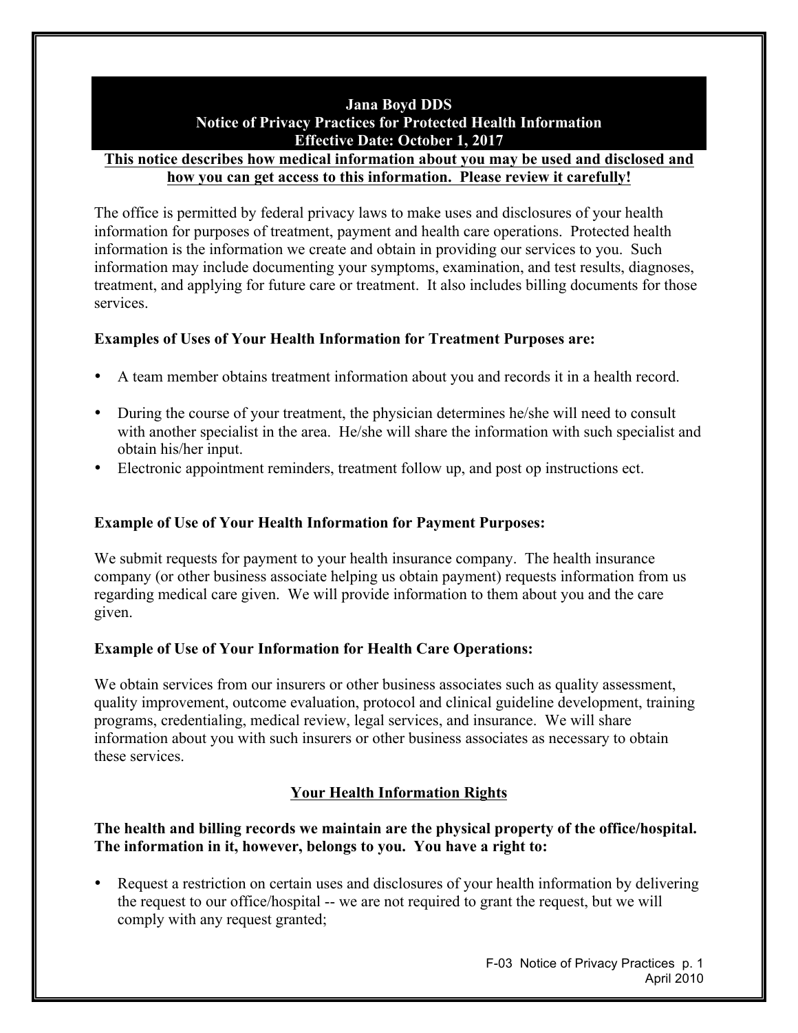# Jana Boyd DDS
## Notice of Privacy Practices for Protected Health Information
**Effective Date: October 1, 2017**

**This notice describes how medical information about you may be used and disclosed and how you can get access to this information. Please review it carefully!**

The office is permitted by federal privacy laws to make uses and disclosures of your health information for purposes of treatment, payment and health care operations. Protected health information is the information we create and obtain in providing our services to you. Such information may include documenting your symptoms, examination, and test results, diagnoses, treatment, and applying for future care or treatment. It also includes billing documents for those services.

### Examples of Uses of Your Health Information for Treatment Purposes are:

- A team member obtains treatment information about you and records it in a health record.
- During the course of your treatment, the physician determines he/she will need to consult with another specialist in the area. He/she will share the information with such specialist and obtain his/her input.
- Electronic appointment reminders, treatment follow up, and post op instructions ect.

### Example of Use of Your Health Information for Payment Purposes:

We submit requests for payment to your health insurance company. The health insurance company (or other business associate helping us obtain payment) requests information from us regarding medical care given. We will provide information to them about you and the care given.

### Example of Use of Your Information for Health Care Operations:

We obtain services from our insurers or other business associates such as quality assessment, quality improvement, outcome evaluation, protocol and clinical guideline development, training programs, credentialing, medical review, legal services, and insurance. We will share information about you with such insurers or other business associates as necessary to obtain these services.

## Your Health Information Rights

**The health and billing records we maintain are the physical property of the office/hospital. The information in it, however, belongs to you. You have a right to:**

- Request a restriction on certain uses and disclosures of your health information by delivering the request to our office/hospital -- we are not required to grant the request, but we will comply with any request granted;

F-03 Notice of Privacy Practices p. 1
April 2010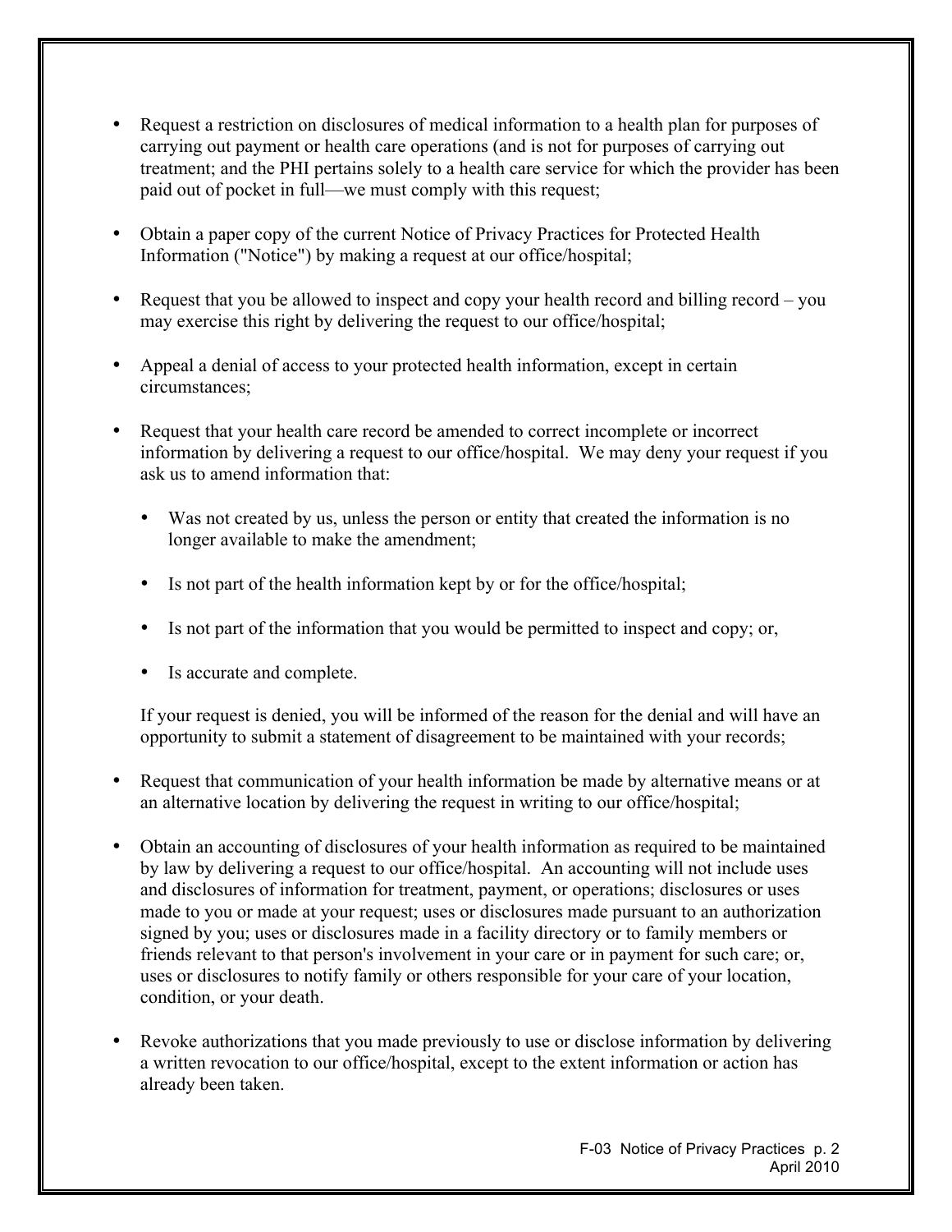- Request a restriction on disclosures of medical information to a health plan for purposes of carrying out payment or health care operations (and is not for purposes of carrying out treatment; and the PHI pertains solely to a health care service for which the provider has been paid out of pocket in full—we must comply with this request;

- Obtain a paper copy of the current Notice of Privacy Practices for Protected Health Information ("Notice") by making a request at our office/hospital;

- Request that you be allowed to inspect and copy your health record and billing record – you may exercise this right by delivering the request to our office/hospital;

- Appeal a denial of access to your protected health information, except in certain circumstances;

- Request that your health care record be amended to correct incomplete or incorrect information by delivering a request to our office/hospital. We may deny your request if you ask us to amend information that:

  - Was not created by us, unless the person or entity that created the information is no longer available to make the amendment;
  - Is not part of the health information kept by or for the office/hospital;
  - Is not part of the information that you would be permitted to inspect and copy; or,
  - Is accurate and complete.

  If your request is denied, you will be informed of the reason for the denial and will have an opportunity to submit a statement of disagreement to be maintained with your records;

- Request that communication of your health information be made by alternative means or at an alternative location by delivering the request in writing to our office/hospital;

- Obtain an accounting of disclosures of your health information as required to be maintained by law by delivering a request to our office/hospital. An accounting will not include uses and disclosures of information for treatment, payment, or operations; disclosures or uses made to you or made at your request; uses or disclosures made pursuant to an authorization signed by you; uses or disclosures made in a facility directory or to family members or friends relevant to that person's involvement in your care or in payment for such care; or, uses or disclosures to notify family or others responsible for your care of your location, condition, or your death.

- Revoke authorizations that you made previously to use or disclose information by delivering a written revocation to our office/hospital, except to the extent information or action has already been taken.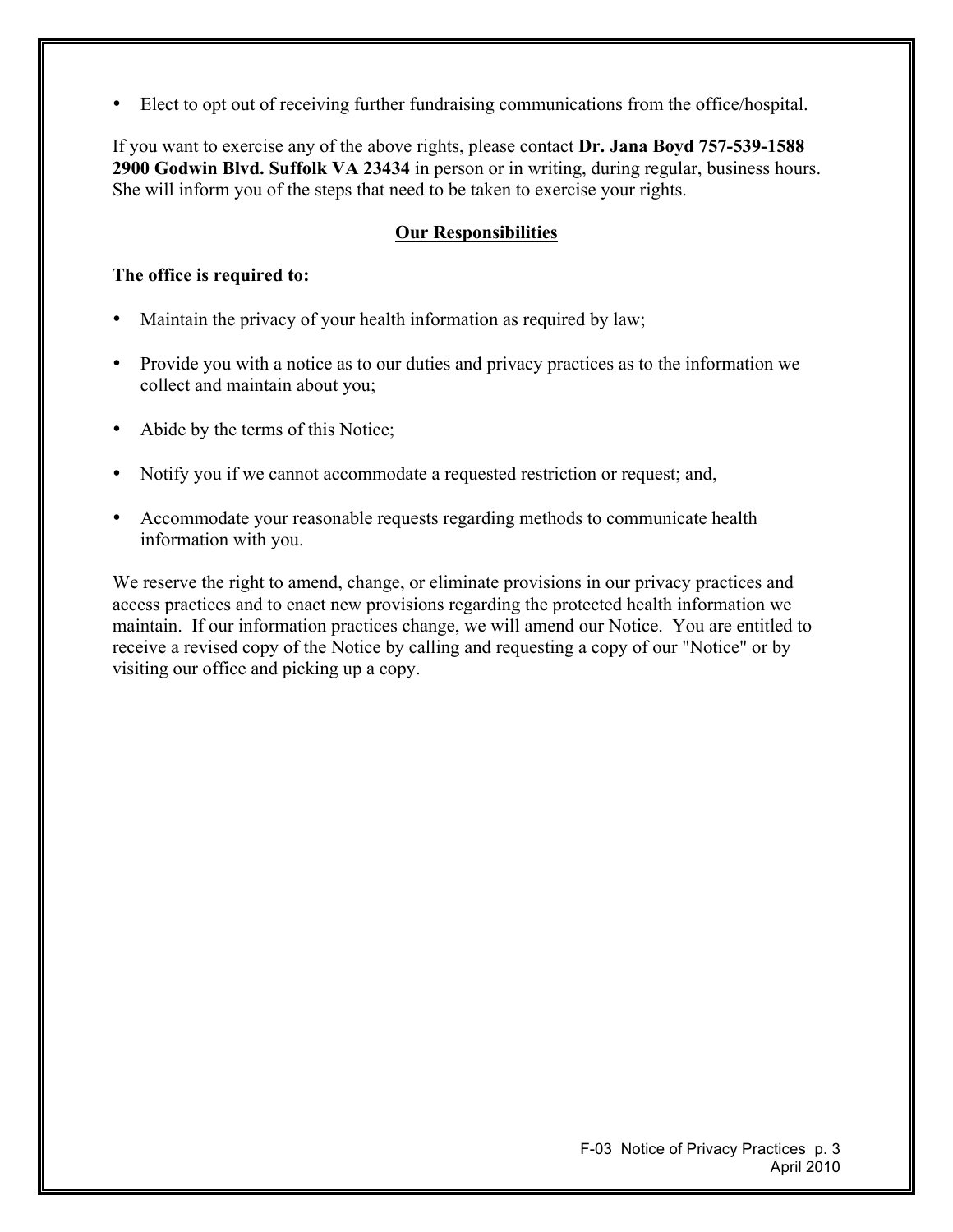- Elect to opt out of receiving further fundraising communications from the office/hospital.

If you want to exercise any of the above rights, please contact **Dr. Jana Boyd 757-539-1588 2900 Godwin Blvd. Suffolk VA 23434** in person or in writing, during regular, business hours. She will inform you of the steps that need to be taken to exercise your rights.

## Our Responsibilities

**The office is required to:**

- Maintain the privacy of your health information as required by law;
- Provide you with a notice as to our duties and privacy practices as to the information we collect and maintain about you;
- Abide by the terms of this Notice;
- Notify you if we cannot accommodate a requested restriction or request; and,
- Accommodate your reasonable requests regarding methods to communicate health information with you.

We reserve the right to amend, change, or eliminate provisions in our privacy practices and access practices and to enact new provisions regarding the protected health information we maintain. If our information practices change, we will amend our Notice. You are entitled to receive a revised copy of the Notice by calling and requesting a copy of our "Notice" or by visiting our office and picking up a copy.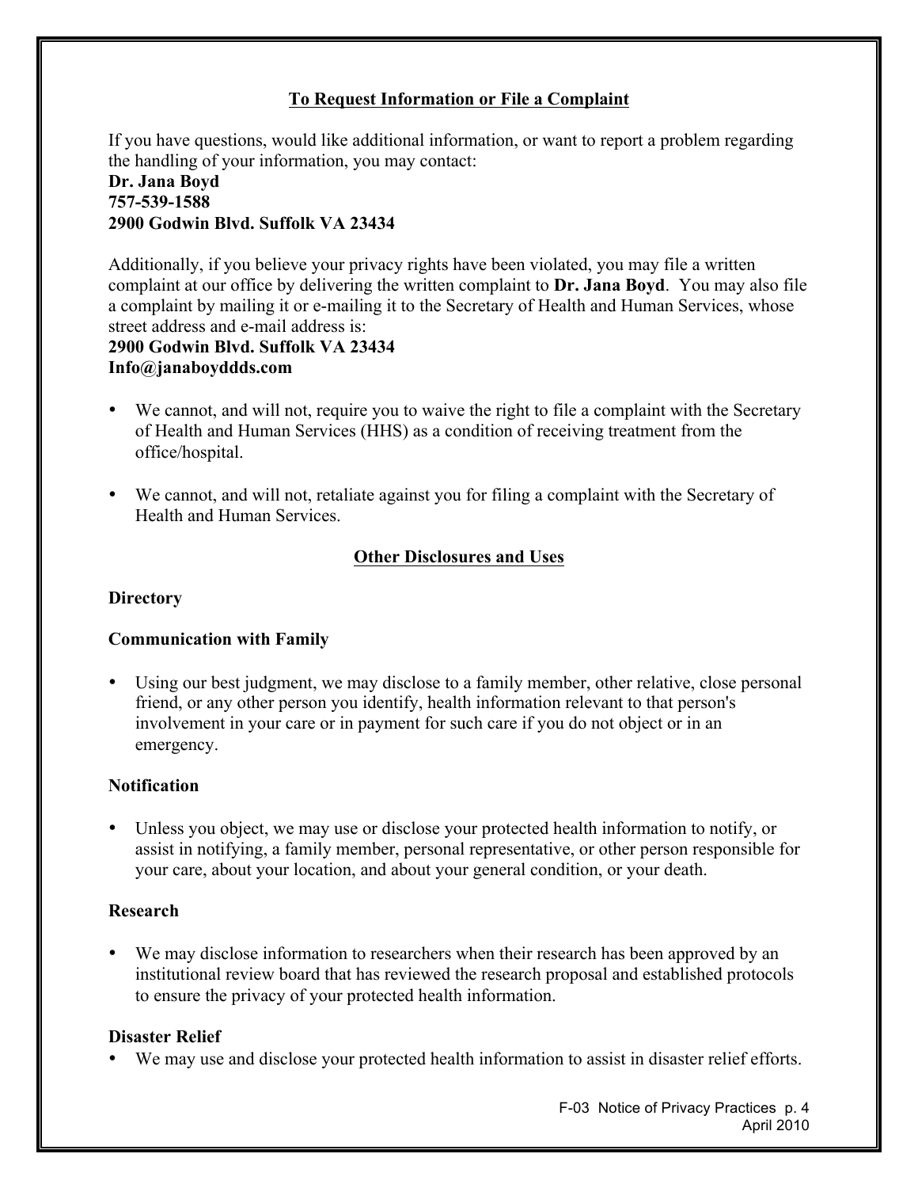## To Request Information or File a Complaint

If you have questions, would like additional information, or want to report a problem regarding the handling of your information, you may contact:

**Dr. Jana Boyd**
**757-539-1588**
**2900 Godwin Blvd. Suffolk VA 23434**

Additionally, if you believe your privacy rights have been violated, you may file a written complaint at our office by delivering the written complaint to **Dr. Jana Boyd**. You may also file a complaint by mailing it or e-mailing it to the Secretary of Health and Human Services, whose street address and e-mail address is:

**2900 Godwin Blvd. Suffolk VA 23434**
**Info@janaboyddds.com**

- We cannot, and will not, require you to waive the right to file a complaint with the Secretary of Health and Human Services (HHS) as a condition of receiving treatment from the office/hospital.

- We cannot, and will not, retaliate against you for filing a complaint with the Secretary of Health and Human Services.

## Other Disclosures and Uses

### Directory

### Communication with Family

- Using our best judgment, we may disclose to a family member, other relative, close personal friend, or any other person you identify, health information relevant to that person's involvement in your care or in payment for such care if you do not object or in an emergency.

### Notification

- Unless you object, we may use or disclose your protected health information to notify, or assist in notifying, a family member, personal representative, or other person responsible for your care, about your location, and about your general condition, or your death.

### Research

- We may disclose information to researchers when their research has been approved by an institutional review board that has reviewed the research proposal and established protocols to ensure the privacy of your protected health information.

### Disaster Relief

- We may use and disclose your protected health information to assist in disaster relief efforts.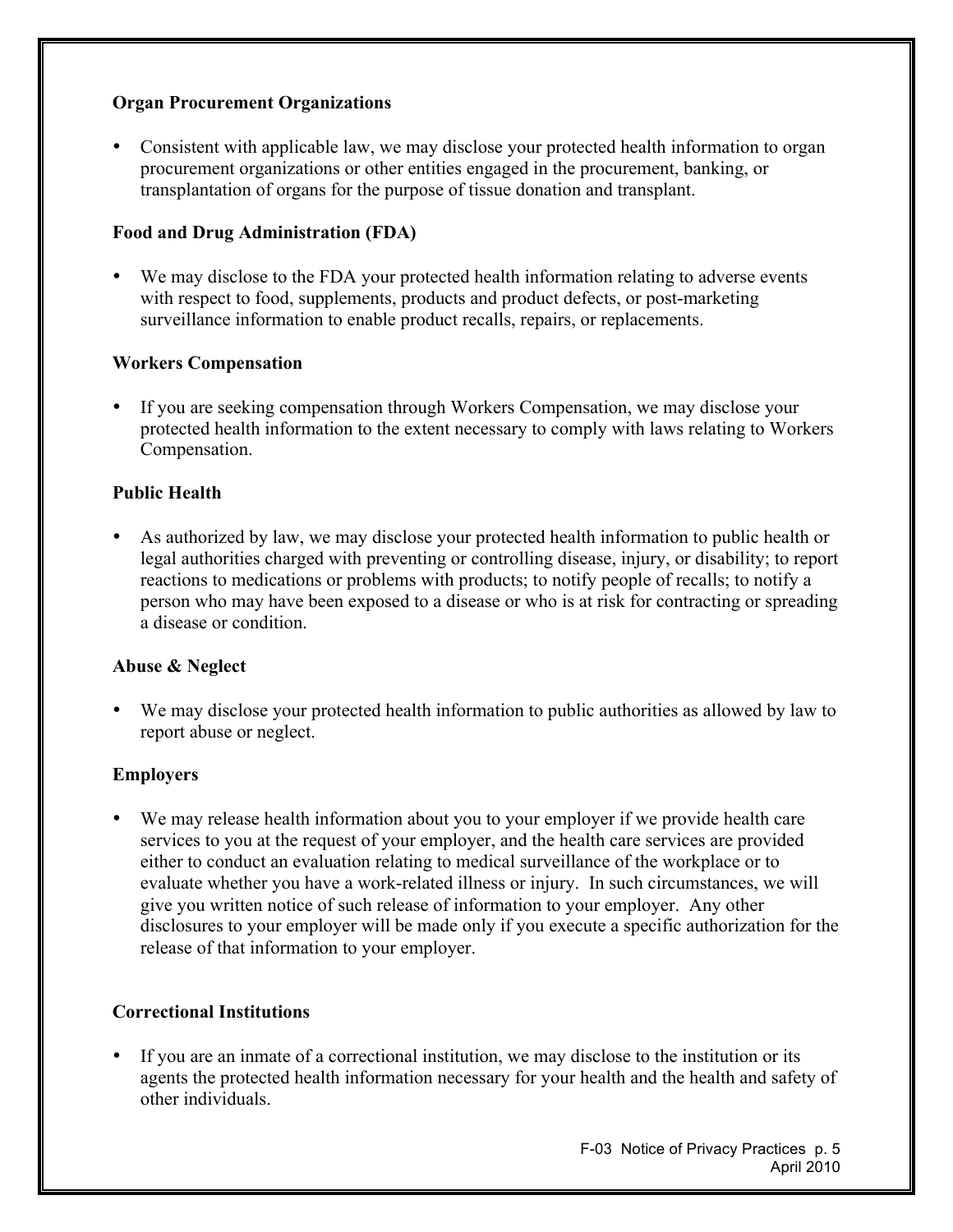**Organ Procurement Organizations**

- Consistent with applicable law, we may disclose your protected health information to organ procurement organizations or other entities engaged in the procurement, banking, or transplantation of organs for the purpose of tissue donation and transplant.

**Food and Drug Administration (FDA)**

- We may disclose to the FDA your protected health information relating to adverse events with respect to food, supplements, products and product defects, or post-marketing surveillance information to enable product recalls, repairs, or replacements.

**Workers Compensation**

- If you are seeking compensation through Workers Compensation, we may disclose your protected health information to the extent necessary to comply with laws relating to Workers Compensation.

**Public Health**

- As authorized by law, we may disclose your protected health information to public health or legal authorities charged with preventing or controlling disease, injury, or disability; to report reactions to medications or problems with products; to notify people of recalls; to notify a person who may have been exposed to a disease or who is at risk for contracting or spreading a disease or condition.

**Abuse & Neglect**

- We may disclose your protected health information to public authorities as allowed by law to report abuse or neglect.

**Employers**

- We may release health information about you to your employer if we provide health care services to you at the request of your employer, and the health care services are provided either to conduct an evaluation relating to medical surveillance of the workplace or to evaluate whether you have a work-related illness or injury. In such circumstances, we will give you written notice of such release of information to your employer. Any other disclosures to your employer will be made only if you execute a specific authorization for the release of that information to your employer.

**Correctional Institutions**

- If you are an inmate of a correctional institution, we may disclose to the institution or its agents the protected health information necessary for your health and the health and safety of other individuals.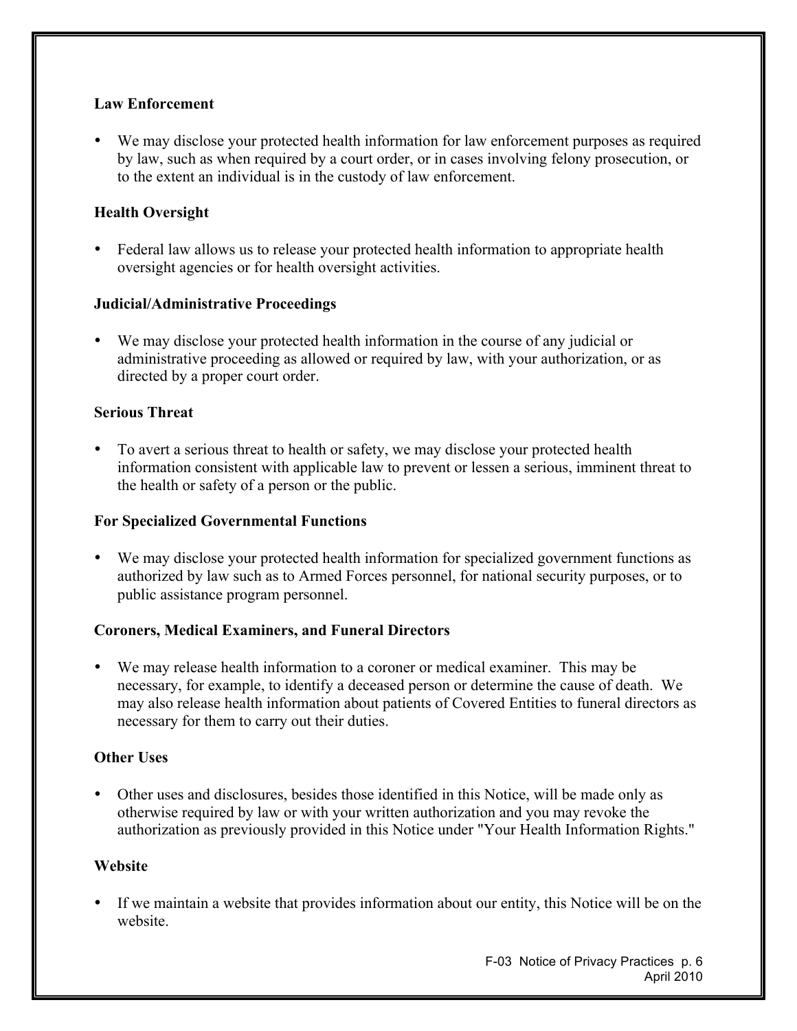**Law Enforcement**

- We may disclose your protected health information for law enforcement purposes as required by law, such as when required by a court order, or in cases involving felony prosecution, or to the extent an individual is in the custody of law enforcement.

**Health Oversight**

- Federal law allows us to release your protected health information to appropriate health oversight agencies or for health oversight activities.

**Judicial/Administrative Proceedings**

- We may disclose your protected health information in the course of any judicial or administrative proceeding as allowed or required by law, with your authorization, or as directed by a proper court order.

**Serious Threat**

- To avert a serious threat to health or safety, we may disclose your protected health information consistent with applicable law to prevent or lessen a serious, imminent threat to the health or safety of a person or the public.

**For Specialized Governmental Functions**

- We may disclose your protected health information for specialized government functions as authorized by law such as to Armed Forces personnel, for national security purposes, or to public assistance program personnel.

**Coroners, Medical Examiners, and Funeral Directors**

- We may release health information to a coroner or medical examiner. This may be necessary, for example, to identify a deceased person or determine the cause of death. We may also release health information about patients of Covered Entities to funeral directors as necessary for them to carry out their duties.

**Other Uses**

- Other uses and disclosures, besides those identified in this Notice, will be made only as otherwise required by law or with your written authorization and you may revoke the authorization as previously provided in this Notice under "Your Health Information Rights."

**Website**

- If we maintain a website that provides information about our entity, this Notice will be on the website.